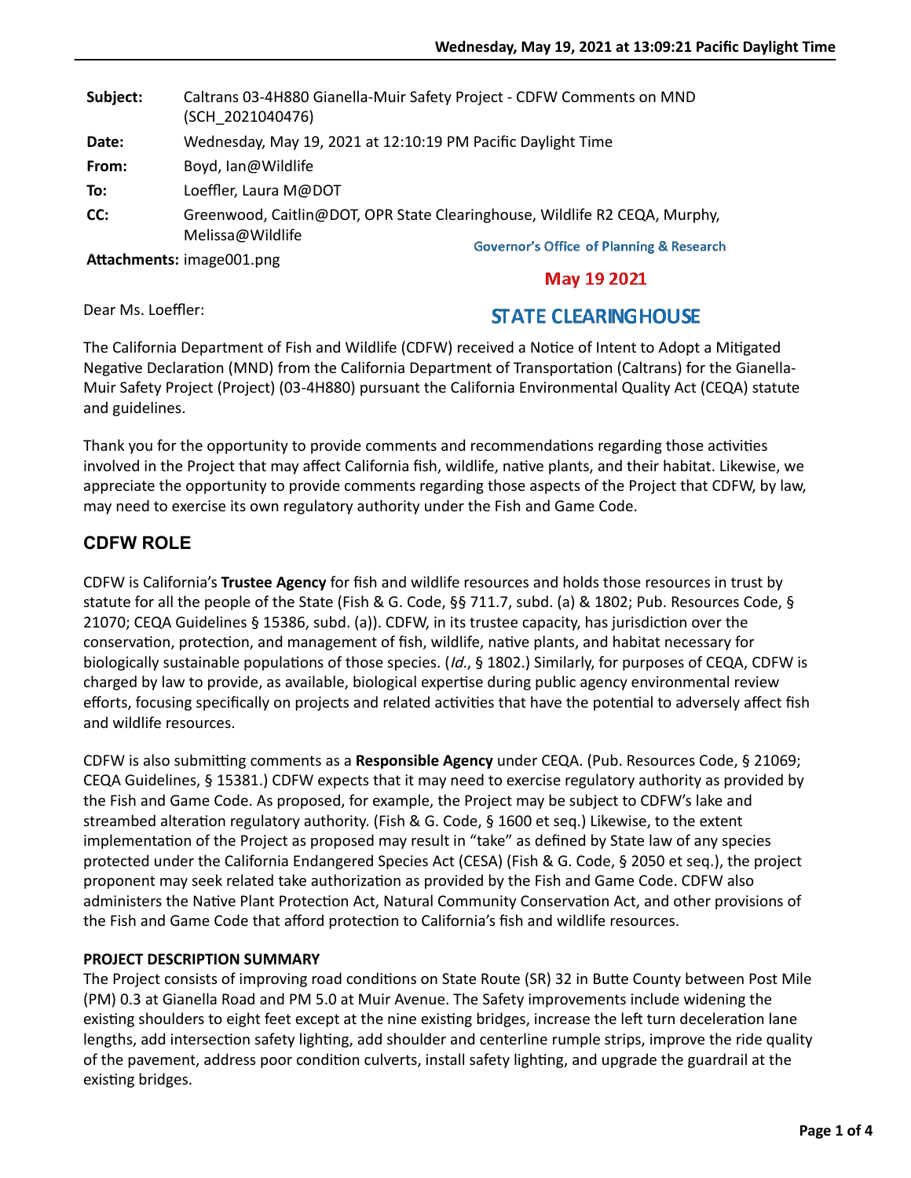**Subject:** Caltrans 03-4H880 Gianella-Muir Safety Project - CDFW Comments on MND (SCH_2021040476)

**Date:** Wednesday, May 19, 2021 at 12:10:19 PM Pacific Daylight Time

**From:** Boyd, Ian@Wildlife

**To:** Loeffler, Laura M@DOT

**CC:** Greenwood, Caitlin@DOT, OPR State Clearinghouse, Wildlife R2 CEQA, Murphy, Melissa@Wildlife

**Attachments:** image001.png

Governor's Office of Planning & Research

May 19 2021

STATE CLEARINGHOUSE

Dear Ms. Loeffler:

The California Department of Fish and Wildlife (CDFW) received a Notice of Intent to Adopt a Mitigated Negative Declaration (MND) from the California Department of Transportation (Caltrans) for the Gianella-Muir Safety Project (Project) (03-4H880) pursuant the California Environmental Quality Act (CEQA) statute and guidelines.

Thank you for the opportunity to provide comments and recommendations regarding those activities involved in the Project that may affect California fish, wildlife, native plants, and their habitat. Likewise, we appreciate the opportunity to provide comments regarding those aspects of the Project that CDFW, by law, may need to exercise its own regulatory authority under the Fish and Game Code.

## CDFW ROLE

CDFW is California's **Trustee Agency** for fish and wildlife resources and holds those resources in trust by statute for all the people of the State (Fish & G. Code, §§ 711.7, subd. (a) & 1802; Pub. Resources Code, § 21070; CEQA Guidelines § 15386, subd. (a)). CDFW, in its trustee capacity, has jurisdiction over the conservation, protection, and management of fish, wildlife, native plants, and habitat necessary for biologically sustainable populations of those species. (*Id.*, § 1802.) Similarly, for purposes of CEQA, CDFW is charged by law to provide, as available, biological expertise during public agency environmental review efforts, focusing specifically on projects and related activities that have the potential to adversely affect fish and wildlife resources.

CDFW is also submitting comments as a **Responsible Agency** under CEQA. (Pub. Resources Code, § 21069; CEQA Guidelines, § 15381.) CDFW expects that it may need to exercise regulatory authority as provided by the Fish and Game Code. As proposed, for example, the Project may be subject to CDFW's lake and streambed alteration regulatory authority. (Fish & G. Code, § 1600 et seq.) Likewise, to the extent implementation of the Project as proposed may result in "take" as defined by State law of any species protected under the California Endangered Species Act (CESA) (Fish & G. Code, § 2050 et seq.), the project proponent may seek related take authorization as provided by the Fish and Game Code. CDFW also administers the Native Plant Protection Act, Natural Community Conservation Act, and other provisions of the Fish and Game Code that afford protection to California's fish and wildlife resources.

### PROJECT DESCRIPTION SUMMARY

The Project consists of improving road conditions on State Route (SR) 32 in Butte County between Post Mile (PM) 0.3 at Gianella Road and PM 5.0 at Muir Avenue. The Safety improvements include widening the existing shoulders to eight feet except at the nine existing bridges, increase the left turn deceleration lane lengths, add intersection safety lighting, add shoulder and centerline rumple strips, improve the ride quality of the pavement, address poor condition culverts, install safety lighting, and upgrade the guardrail at the existing bridges.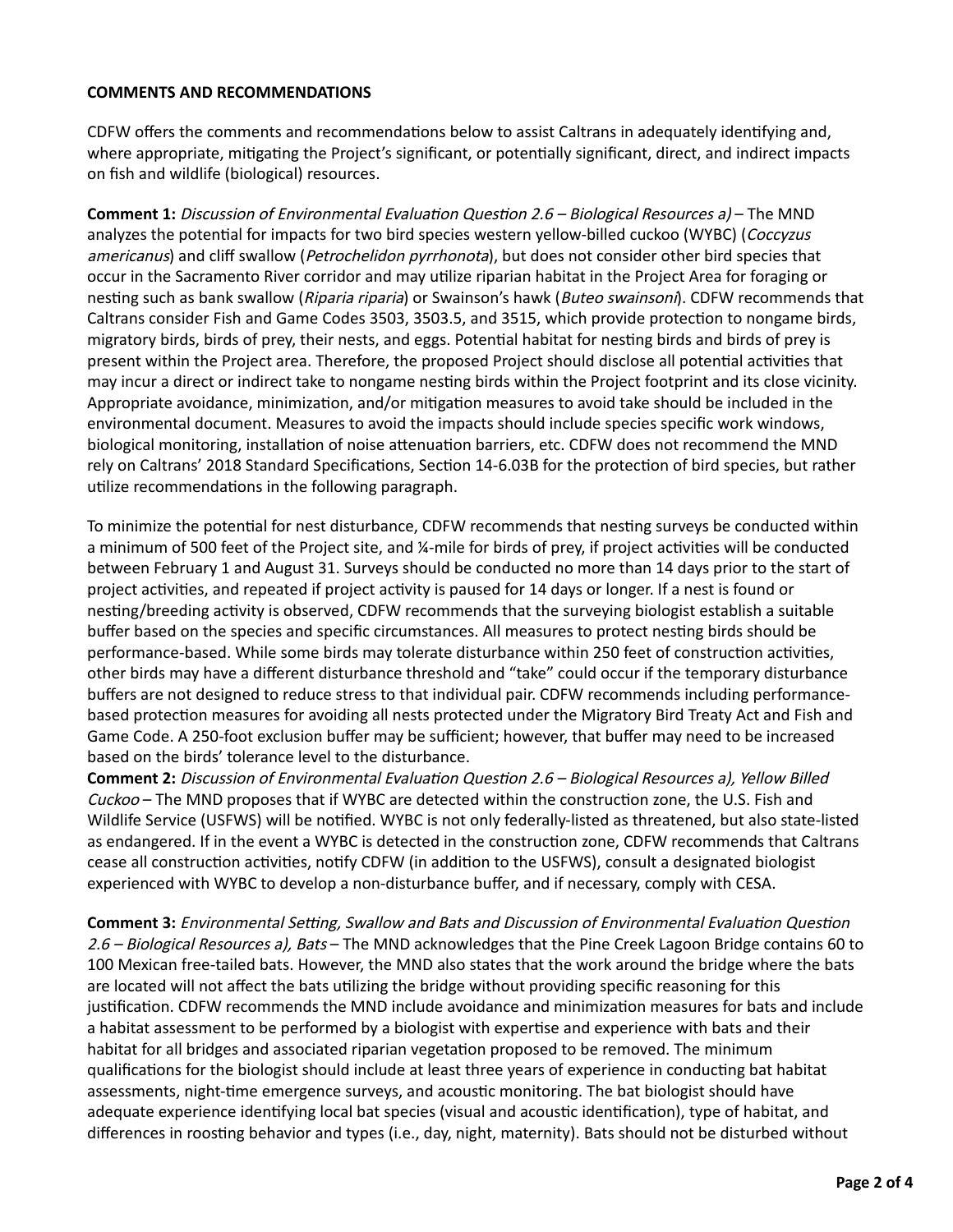**COMMENTS AND RECOMMENDATIONS**

CDFW offers the comments and recommendations below to assist Caltrans in adequately identifying and, where appropriate, mitigating the Project's significant, or potentially significant, direct, and indirect impacts on fish and wildlife (biological) resources.

**Comment 1:** *Discussion of Environmental Evaluation Question 2.6 – Biological Resources a)* – The MND analyzes the potential for impacts for two bird species western yellow-billed cuckoo (WYBC) (*Coccyzus americanus*) and cliff swallow (*Petrochelidon pyrrhonota*), but does not consider other bird species that occur in the Sacramento River corridor and may utilize riparian habitat in the Project Area for foraging or nesting such as bank swallow (*Riparia riparia*) or Swainson's hawk (*Buteo swainsoni*). CDFW recommends that Caltrans consider Fish and Game Codes 3503, 3503.5, and 3515, which provide protection to nongame birds, migratory birds, birds of prey, their nests, and eggs. Potential habitat for nesting birds and birds of prey is present within the Project area. Therefore, the proposed Project should disclose all potential activities that may incur a direct or indirect take to nongame nesting birds within the Project footprint and its close vicinity. Appropriate avoidance, minimization, and/or mitigation measures to avoid take should be included in the environmental document. Measures to avoid the impacts should include species specific work windows, biological monitoring, installation of noise attenuation barriers, etc. CDFW does not recommend the MND rely on Caltrans' 2018 Standard Specifications, Section 14-6.03B for the protection of bird species, but rather utilize recommendations in the following paragraph.

To minimize the potential for nest disturbance, CDFW recommends that nesting surveys be conducted within a minimum of 500 feet of the Project site, and ¼-mile for birds of prey, if project activities will be conducted between February 1 and August 31. Surveys should be conducted no more than 14 days prior to the start of project activities, and repeated if project activity is paused for 14 days or longer. If a nest is found or nesting/breeding activity is observed, CDFW recommends that the surveying biologist establish a suitable buffer based on the species and specific circumstances. All measures to protect nesting birds should be performance-based. While some birds may tolerate disturbance within 250 feet of construction activities, other birds may have a different disturbance threshold and "take" could occur if the temporary disturbance buffers are not designed to reduce stress to that individual pair. CDFW recommends including performance-based protection measures for avoiding all nests protected under the Migratory Bird Treaty Act and Fish and Game Code. A 250-foot exclusion buffer may be sufficient; however, that buffer may need to be increased based on the birds' tolerance level to the disturbance.

**Comment 2:** *Discussion of Environmental Evaluation Question 2.6 – Biological Resources a), Yellow Billed Cuckoo* – The MND proposes that if WYBC are detected within the construction zone, the U.S. Fish and Wildlife Service (USFWS) will be notified. WYBC is not only federally-listed as threatened, but also state-listed as endangered. If in the event a WYBC is detected in the construction zone, CDFW recommends that Caltrans cease all construction activities, notify CDFW (in addition to the USFWS), consult a designated biologist experienced with WYBC to develop a non-disturbance buffer, and if necessary, comply with CESA.

**Comment 3:** *Environmental Setting, Swallow and Bats and Discussion of Environmental Evaluation Question 2.6 – Biological Resources a), Bats* – The MND acknowledges that the Pine Creek Lagoon Bridge contains 60 to 100 Mexican free-tailed bats. However, the MND also states that the work around the bridge where the bats are located will not affect the bats utilizing the bridge without providing specific reasoning for this justification. CDFW recommends the MND include avoidance and minimization measures for bats and include a habitat assessment to be performed by a biologist with expertise and experience with bats and their habitat for all bridges and associated riparian vegetation proposed to be removed. The minimum qualifications for the biologist should include at least three years of experience in conducting bat habitat assessments, night-time emergence surveys, and acoustic monitoring. The bat biologist should have adequate experience identifying local bat species (visual and acoustic identification), type of habitat, and differences in roosting behavior and types (i.e., day, night, maternity). Bats should not be disturbed without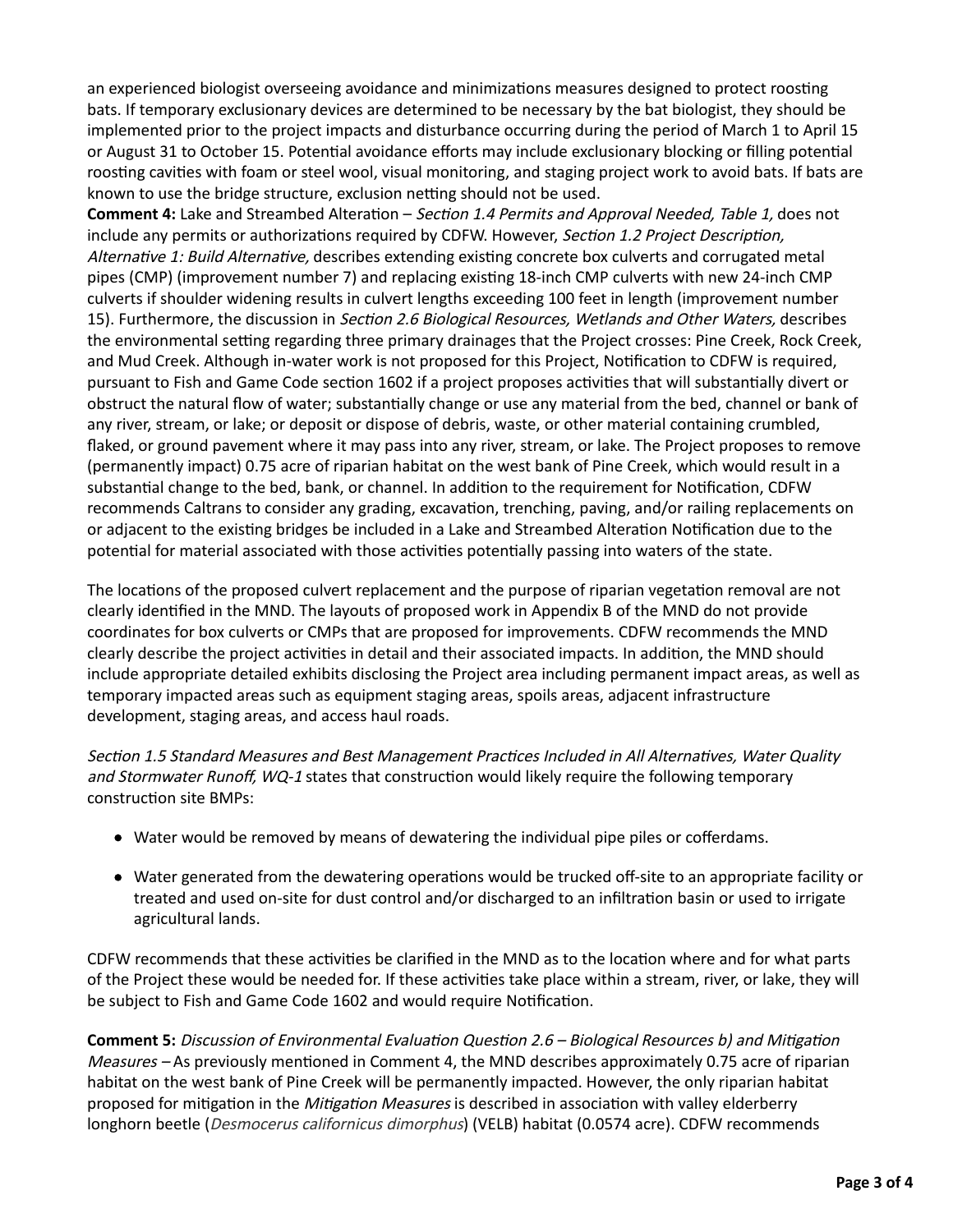an experienced biologist overseeing avoidance and minimizations measures designed to protect roosting bats. If temporary exclusionary devices are determined to be necessary by the bat biologist, they should be implemented prior to the project impacts and disturbance occurring during the period of March 1 to April 15 or August 31 to October 15. Potential avoidance efforts may include exclusionary blocking or filling potential roosting cavities with foam or steel wool, visual monitoring, and staging project work to avoid bats. If bats are known to use the bridge structure, exclusion netting should not be used.

**Comment 4:** Lake and Streambed Alteration – *Section 1.4 Permits and Approval Needed, Table 1,* does not include any permits or authorizations required by CDFW. However, *Section 1.2 Project Description, Alternative 1: Build Alternative,* describes extending existing concrete box culverts and corrugated metal pipes (CMP) (improvement number 7) and replacing existing 18-inch CMP culverts with new 24-inch CMP culverts if shoulder widening results in culvert lengths exceeding 100 feet in length (improvement number 15). Furthermore, the discussion in *Section 2.6 Biological Resources, Wetlands and Other Waters,* describes the environmental setting regarding three primary drainages that the Project crosses: Pine Creek, Rock Creek, and Mud Creek. Although in-water work is not proposed for this Project, Notification to CDFW is required, pursuant to Fish and Game Code section 1602 if a project proposes activities that will substantially divert or obstruct the natural flow of water; substantially change or use any material from the bed, channel or bank of any river, stream, or lake; or deposit or dispose of debris, waste, or other material containing crumbled, flaked, or ground pavement where it may pass into any river, stream, or lake. The Project proposes to remove (permanently impact) 0.75 acre of riparian habitat on the west bank of Pine Creek, which would result in a substantial change to the bed, bank, or channel. In addition to the requirement for Notification, CDFW recommends Caltrans to consider any grading, excavation, trenching, paving, and/or railing replacements on or adjacent to the existing bridges be included in a Lake and Streambed Alteration Notification due to the potential for material associated with those activities potentially passing into waters of the state.

The locations of the proposed culvert replacement and the purpose of riparian vegetation removal are not clearly identified in the MND. The layouts of proposed work in Appendix B of the MND do not provide coordinates for box culverts or CMPs that are proposed for improvements. CDFW recommends the MND clearly describe the project activities in detail and their associated impacts. In addition, the MND should include appropriate detailed exhibits disclosing the Project area including permanent impact areas, as well as temporary impacted areas such as equipment staging areas, spoils areas, adjacent infrastructure development, staging areas, and access haul roads.

*Section 1.5 Standard Measures and Best Management Practices Included in All Alternatives, Water Quality and Stormwater Runoff, WQ-1* states that construction would likely require the following temporary construction site BMPs:

- Water would be removed by means of dewatering the individual pipe piles or cofferdams.
- Water generated from the dewatering operations would be trucked off-site to an appropriate facility or treated and used on-site for dust control and/or discharged to an infiltration basin or used to irrigate agricultural lands.

CDFW recommends that these activities be clarified in the MND as to the location where and for what parts of the Project these would be needed for. If these activities take place within a stream, river, or lake, they will be subject to Fish and Game Code 1602 and would require Notification.

**Comment 5:** *Discussion of Environmental Evaluation Question 2.6 – Biological Resources b) and Mitigation Measures* – As previously mentioned in Comment 4, the MND describes approximately 0.75 acre of riparian habitat on the west bank of Pine Creek will be permanently impacted. However, the only riparian habitat proposed for mitigation in the *Mitigation Measures* is described in association with valley elderberry longhorn beetle (*Desmocerus californicus dimorphus*) (VELB) habitat (0.0574 acre). CDFW recommends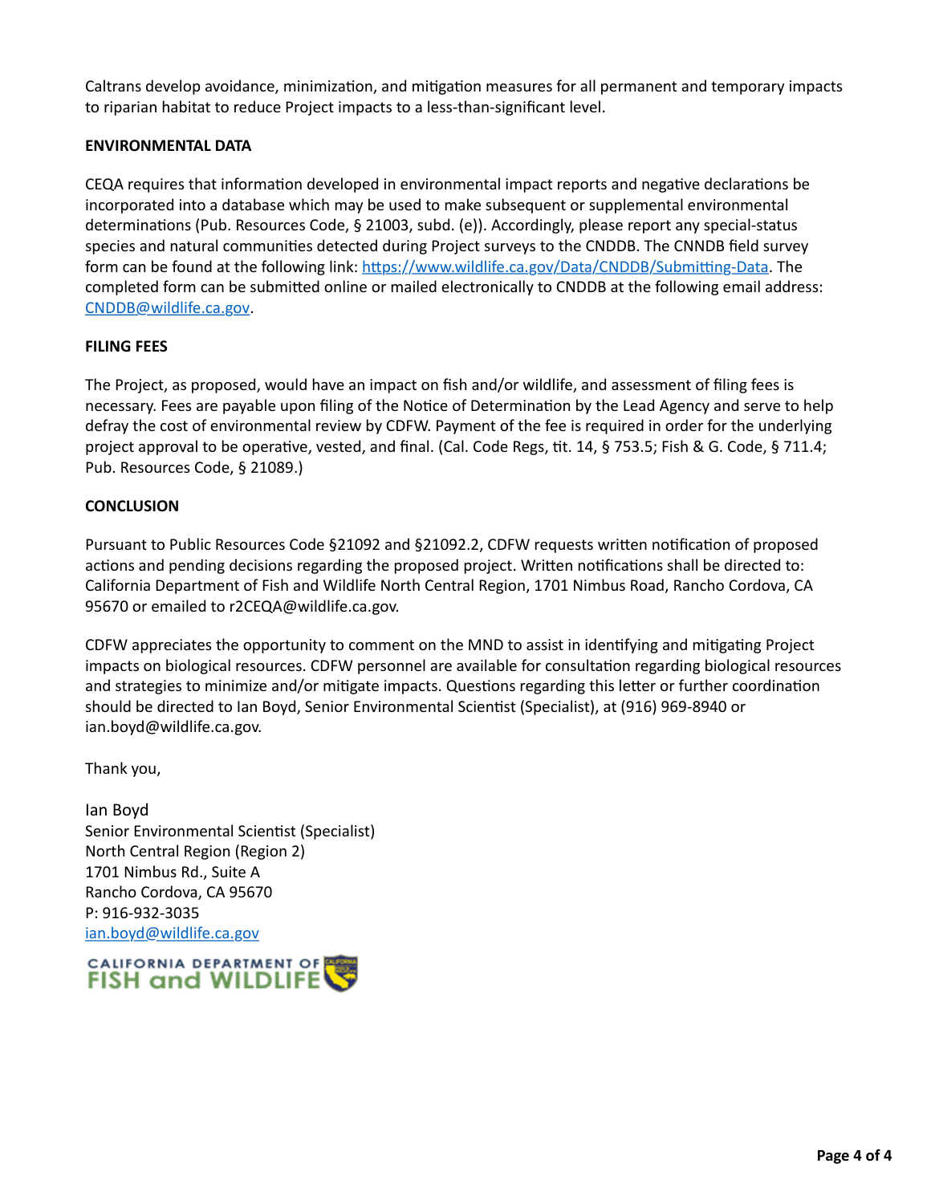Caltrans develop avoidance, minimization, and mitigation measures for all permanent and temporary impacts to riparian habitat to reduce Project impacts to a less-than-significant level.

**ENVIRONMENTAL DATA**

CEQA requires that information developed in environmental impact reports and negative declarations be incorporated into a database which may be used to make subsequent or supplemental environmental determinations (Pub. Resources Code, § 21003, subd. (e)). Accordingly, please report any special-status species and natural communities detected during Project surveys to the CNDDB. The CNNDB field survey form can be found at the following link: [https://www.wildlife.ca.gov/Data/CNDDB/Submitting-Data](https://www.wildlife.ca.gov/Data/CNDDB/Submitting-Data). The completed form can be submitted online or mailed electronically to CNDDB at the following email address: [CNDDB@wildlife.ca.gov](mailto:CNDDB@wildlife.ca.gov).

**FILING FEES**

The Project, as proposed, would have an impact on fish and/or wildlife, and assessment of filing fees is necessary. Fees are payable upon filing of the Notice of Determination by the Lead Agency and serve to help defray the cost of environmental review by CDFW. Payment of the fee is required in order for the underlying project approval to be operative, vested, and final. (Cal. Code Regs, tit. 14, § 753.5; Fish & G. Code, § 711.4; Pub. Resources Code, § 21089.)

**CONCLUSION**

Pursuant to Public Resources Code §21092 and §21092.2, CDFW requests written notification of proposed actions and pending decisions regarding the proposed project. Written notifications shall be directed to: California Department of Fish and Wildlife North Central Region, 1701 Nimbus Road, Rancho Cordova, CA 95670 or emailed to r2CEQA@wildlife.ca.gov.

CDFW appreciates the opportunity to comment on the MND to assist in identifying and mitigating Project impacts on biological resources. CDFW personnel are available for consultation regarding biological resources and strategies to minimize and/or mitigate impacts. Questions regarding this letter or further coordination should be directed to Ian Boyd, Senior Environmental Scientist (Specialist), at (916) 969-8940 or ian.boyd@wildlife.ca.gov.

Thank you,

Ian Boyd
Senior Environmental Scientist (Specialist)
North Central Region (Region 2)
1701 Nimbus Rd., Suite A
Rancho Cordova, CA 95670
P: 916-932-3035
[ian.boyd@wildlife.ca.gov](mailto:ian.boyd@wildlife.ca.gov)

CALIFORNIA DEPARTMENT OF FISH and WILDLIFE